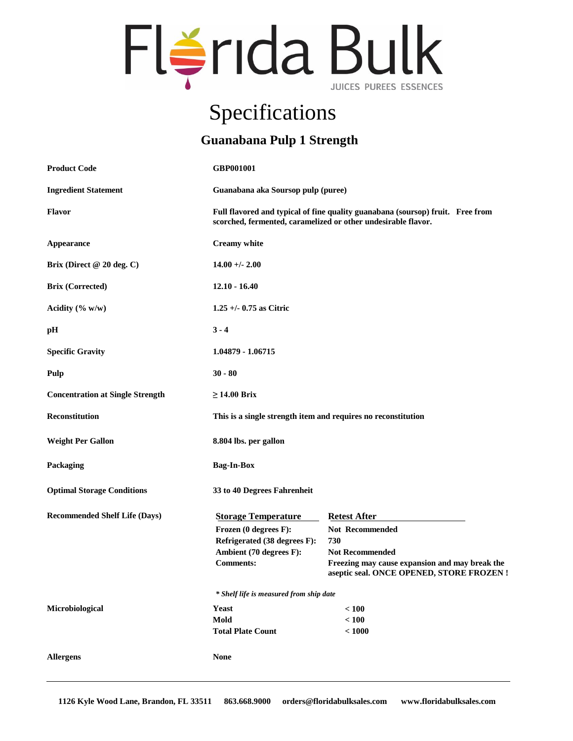# Florida Bulk

JUICES PUREES ESSENCES

## Specifications

### Guanabana Pulp 1 Strength

| | |
|---|---|
| **Product Code** | **GBP001001** |
| **Ingredient Statement** | **Guanabana aka Soursop pulp (puree)** |
| **Flavor** | **Full flavored and typical of fine quality guanabana (soursop) fruit. Free from scorched, fermented, caramelized or other undesirable flavor.** |
| **Appearance** | **Creamy white** |
| **Brix (Direct @ 20 deg. C)** | **14.00 +/- 2.00** |
| **Brix (Corrected)** | **12.10 - 16.40** |
| **Acidity (% w/w)** | **1.25 +/- 0.75 as Citric** |
| **pH** | **3 - 4** |
| **Specific Gravity** | **1.04879 - 1.06715** |
| **Pulp** | **30 - 80** |
| **Concentration at Single Strength** | **≥ 14.00 Brix** |
| **Reconstitution** | **This is a single strength item and requires no reconstitution** |
| **Weight Per Gallon** | **8.804 lbs. per gallon** |
| **Packaging** | **Bag-In-Box** |
| **Optimal Storage Conditions** | **33 to 40 Degrees Fahrenheit** |

**Recommended Shelf Life (Days)**

| Storage Temperature | Retest After |
|---|---|
| **Frozen (0 degrees F):** | **Not Recommended** |
| **Refrigerated (38 degrees F):** | **730** |
| **Ambient (70 degrees F):** | **Not Recommended** |
| **Comments:** | **Freezing may cause expansion and may break the aseptic seal. ONCE OPENED, STORE FROZEN !** |

***\* Shelf life is measured from ship date***

**Microbiological**

| | |
|---|---|
| **Yeast** | **< 100** |
| **Mold** | **< 100** |
| **Total Plate Count** | **< 1000** |

**Allergens** **None**

---

**1126 Kyle Wood Lane, Brandon, FL 33511 863.668.9000 orders@floridabulksales.com www.floridabulksales.com**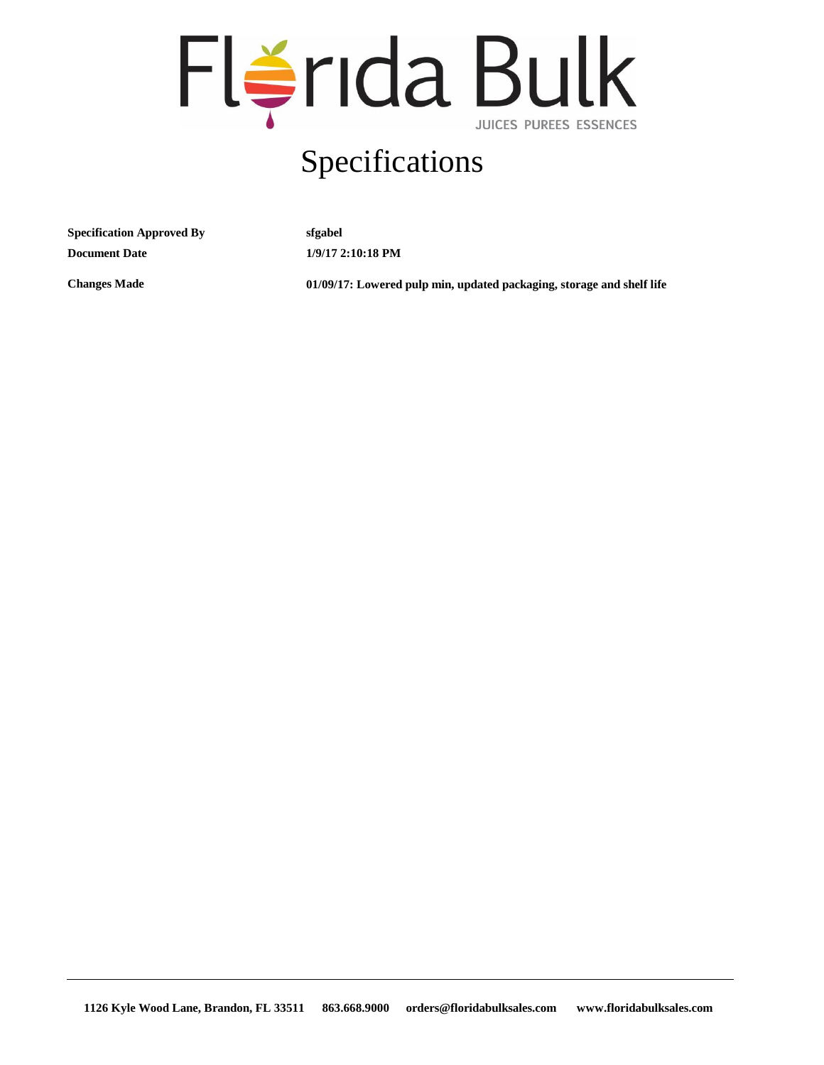# Specifications

| | |
|---|---|
| **Specification Approved By** | **sfgabel** |
| **Document Date** | **1/9/17 2:10:18 PM** |
| **Changes Made** | **01/09/17: Lowered pulp min, updated packaging, storage and shelf life** |